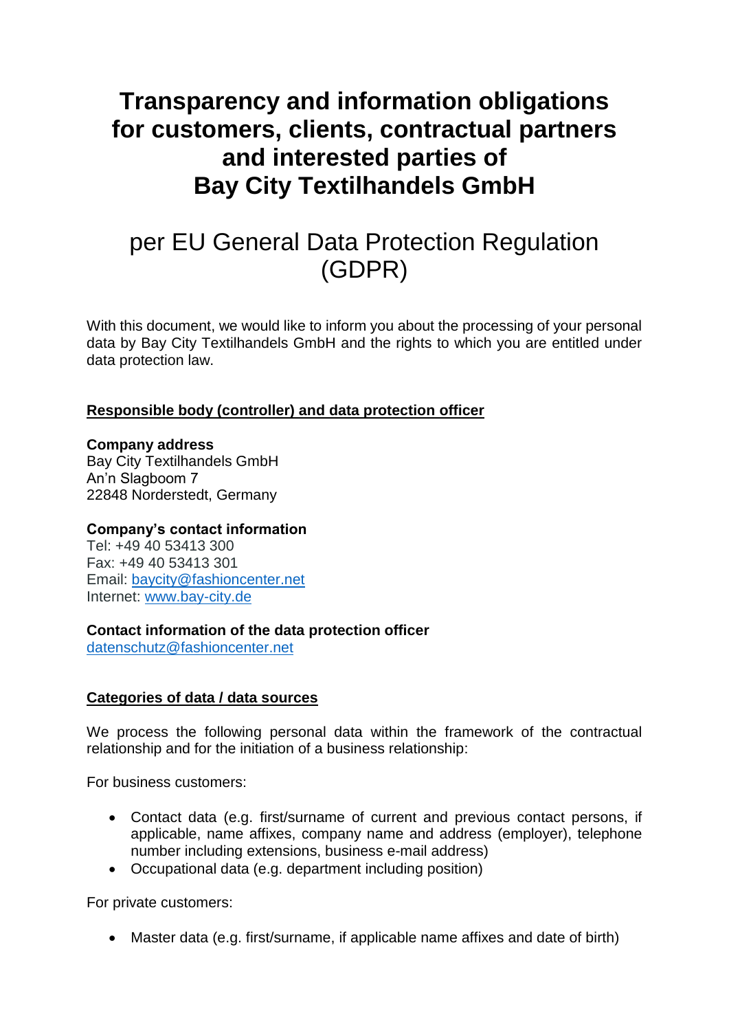# Transparency and information obligations for customers, clients, contractual partners and interested parties of Bay City Textilhandels GmbH

## per EU General Data Protection Regulation (GDPR)

With this document, we would like to inform you about the processing of your personal data by Bay City Textilhandels GmbH and the rights to which you are entitled under data protection law.

### Responsible body (controller) and data protection officer

**Company address**
Bay City Textilhandels GmbH
An'n Slagboom 7
22848 Norderstedt, Germany

**Company's contact information**
Tel: +49 40 53413 300
Fax: +49 40 53413 301
Email: baycity@fashioncenter.net
Internet: www.bay-city.de

**Contact information of the data protection officer**
datenschutz@fashioncenter.net

### Categories of data / data sources

We process the following personal data within the framework of the contractual relationship and for the initiation of a business relationship:

For business customers:

- Contact data (e.g. first/surname of current and previous contact persons, if applicable, name affixes, company name and address (employer), telephone number including extensions, business e-mail address)
- Occupational data (e.g. department including position)

For private customers:

- Master data (e.g. first/surname, if applicable name affixes and date of birth)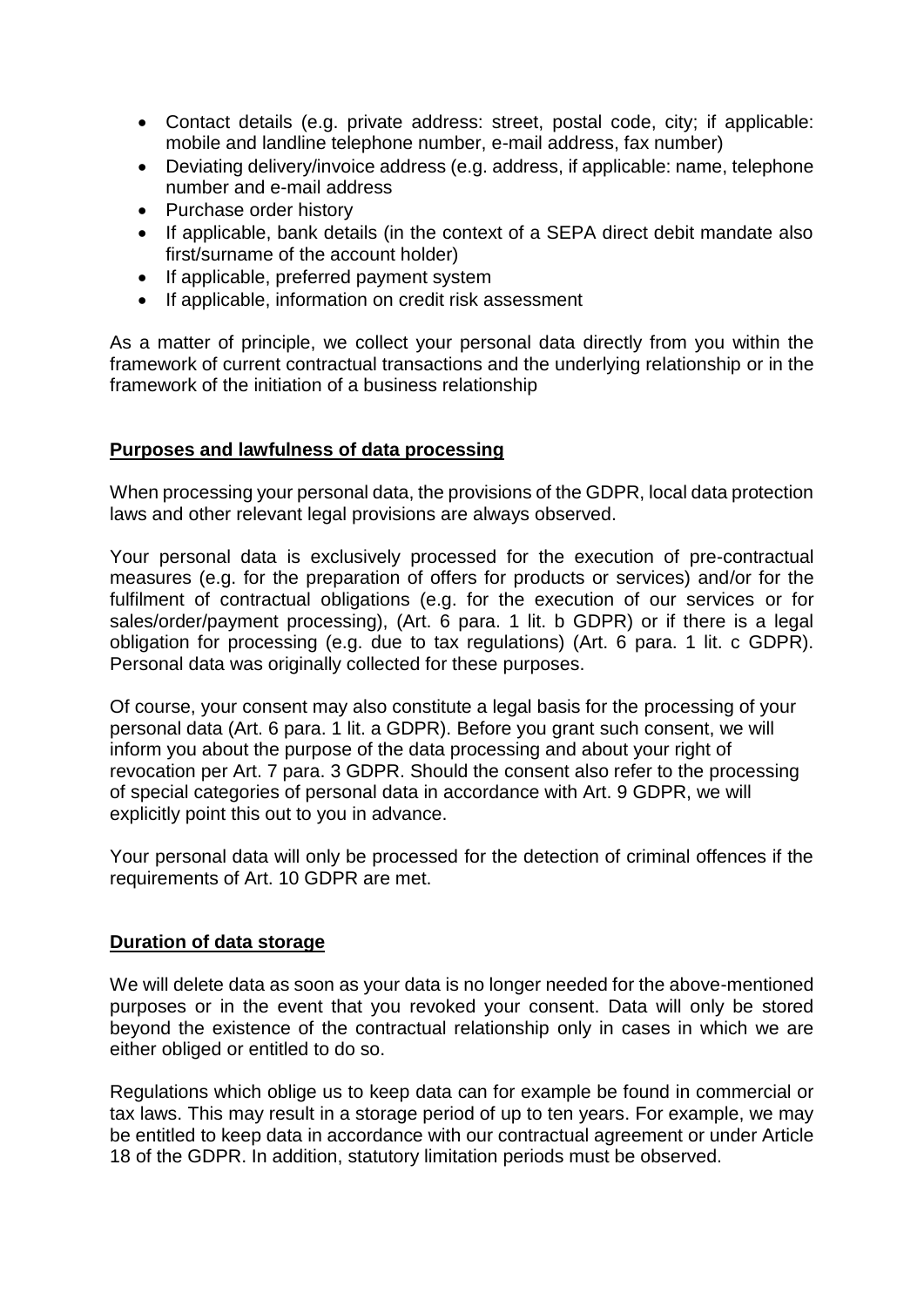- Contact details (e.g. private address: street, postal code, city; if applicable: mobile and landline telephone number, e-mail address, fax number)
- Deviating delivery/invoice address (e.g. address, if applicable: name, telephone number and e-mail address
- Purchase order history
- If applicable, bank details (in the context of a SEPA direct debit mandate also first/surname of the account holder)
- If applicable, preferred payment system
- If applicable, information on credit risk assessment

As a matter of principle, we collect your personal data directly from you within the framework of current contractual transactions and the underlying relationship or in the framework of the initiation of a business relationship

## Purposes and lawfulness of data processing

When processing your personal data, the provisions of the GDPR, local data protection laws and other relevant legal provisions are always observed.

Your personal data is exclusively processed for the execution of pre-contractual measures (e.g. for the preparation of offers for products or services) and/or for the fulfilment of contractual obligations (e.g. for the execution of our services or for sales/order/payment processing), (Art. 6 para. 1 lit. b GDPR) or if there is a legal obligation for processing (e.g. due to tax regulations) (Art. 6 para. 1 lit. c GDPR). Personal data was originally collected for these purposes.

Of course, your consent may also constitute a legal basis for the processing of your personal data (Art. 6 para. 1 lit. a GDPR). Before you grant such consent, we will inform you about the purpose of the data processing and about your right of revocation per Art. 7 para. 3 GDPR. Should the consent also refer to the processing of special categories of personal data in accordance with Art. 9 GDPR, we will explicitly point this out to you in advance.

Your personal data will only be processed for the detection of criminal offences if the requirements of Art. 10 GDPR are met.

## Duration of data storage

We will delete data as soon as your data is no longer needed for the above-mentioned purposes or in the event that you revoked your consent. Data will only be stored beyond the existence of the contractual relationship only in cases in which we are either obliged or entitled to do so.

Regulations which oblige us to keep data can for example be found in commercial or tax laws. This may result in a storage period of up to ten years. For example, we may be entitled to keep data in accordance with our contractual agreement or under Article 18 of the GDPR. In addition, statutory limitation periods must be observed.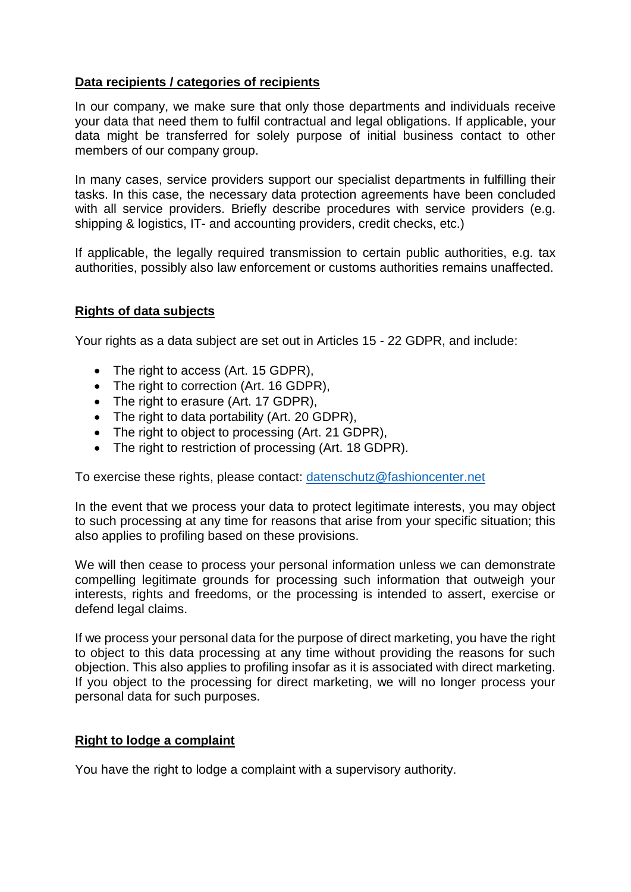## Data recipients / categories of recipients

In our company, we make sure that only those departments and individuals receive your data that need them to fulfil contractual and legal obligations. If applicable, your data might be transferred for solely purpose of initial business contact to other members of our company group.

In many cases, service providers support our specialist departments in fulfilling their tasks. In this case, the necessary data protection agreements have been concluded with all service providers. Briefly describe procedures with service providers (e.g. shipping & logistics, IT- and accounting providers, credit checks, etc.)

If applicable, the legally required transmission to certain public authorities, e.g. tax authorities, possibly also law enforcement or customs authorities remains unaffected.

## Rights of data subjects

Your rights as a data subject are set out in Articles 15 - 22 GDPR, and include:

- The right to access (Art. 15 GDPR),
- The right to correction (Art. 16 GDPR),
- The right to erasure (Art. 17 GDPR),
- The right to data portability (Art. 20 GDPR),
- The right to object to processing (Art. 21 GDPR),
- The right to restriction of processing (Art. 18 GDPR).

To exercise these rights, please contact: datenschutz@fashioncenter.net

In the event that we process your data to protect legitimate interests, you may object to such processing at any time for reasons that arise from your specific situation; this also applies to profiling based on these provisions.

We will then cease to process your personal information unless we can demonstrate compelling legitimate grounds for processing such information that outweigh your interests, rights and freedoms, or the processing is intended to assert, exercise or defend legal claims.

If we process your personal data for the purpose of direct marketing, you have the right to object to this data processing at any time without providing the reasons for such objection. This also applies to profiling insofar as it is associated with direct marketing. If you object to the processing for direct marketing, we will no longer process your personal data for such purposes.

## Right to lodge a complaint

You have the right to lodge a complaint with a supervisory authority.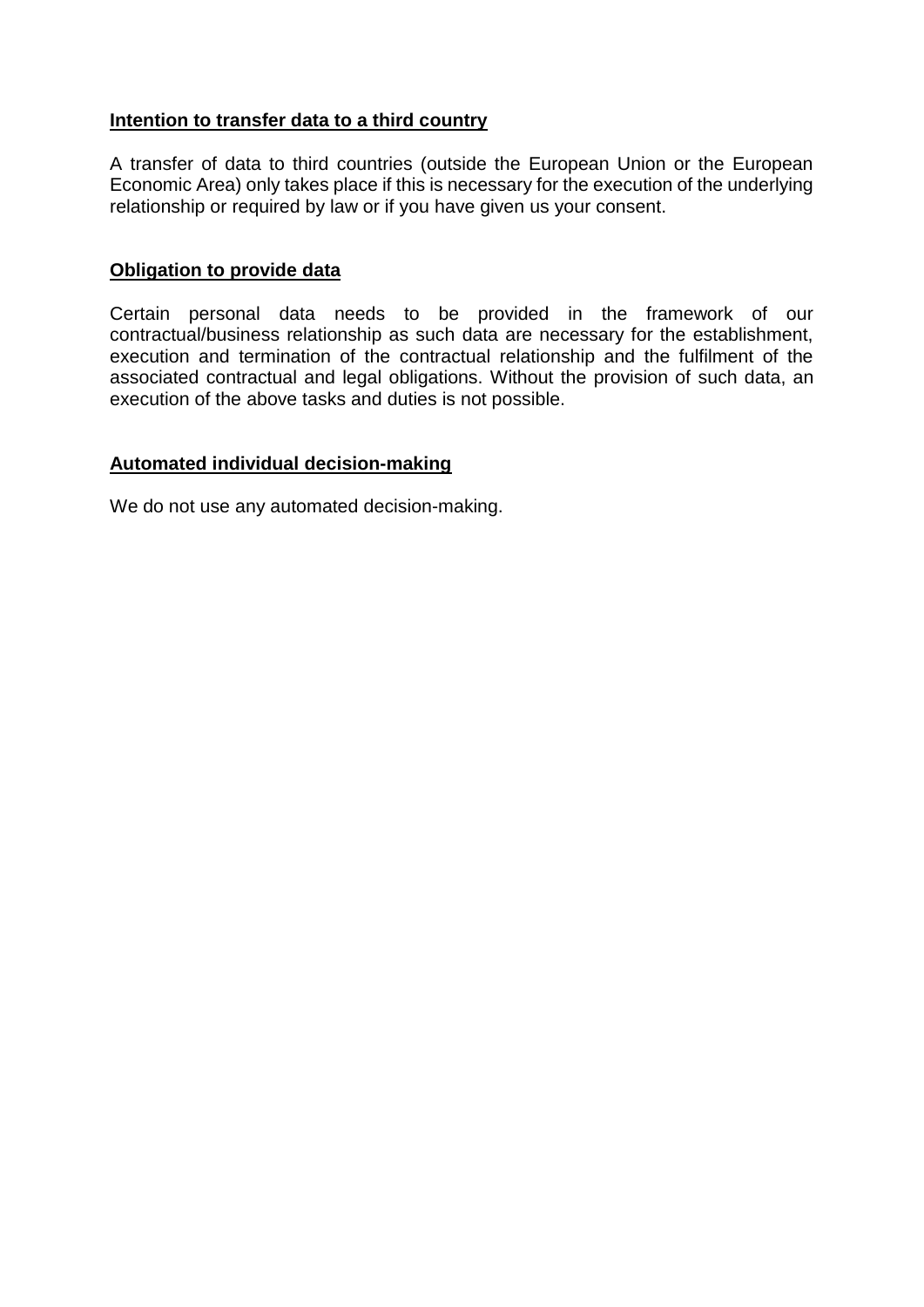**Intention to transfer data to a third country**

A transfer of data to third countries (outside the European Union or the European Economic Area) only takes place if this is necessary for the execution of the underlying relationship or required by law or if you have given us your consent.

**Obligation to provide data**

Certain personal data needs to be provided in the framework of our contractual/business relationship as such data are necessary for the establishment, execution and termination of the contractual relationship and the fulfilment of the associated contractual and legal obligations. Without the provision of such data, an execution of the above tasks and duties is not possible.

**Automated individual decision-making**

We do not use any automated decision-making.